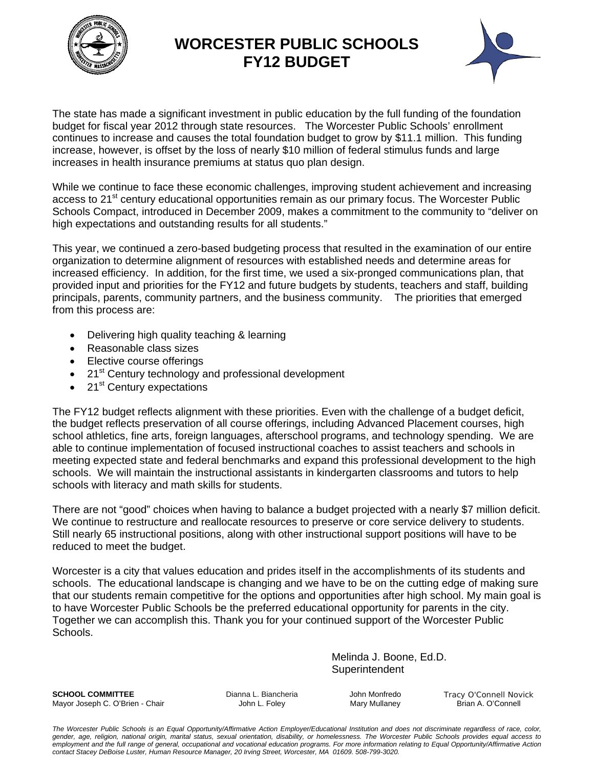# WORCESTER PUBLIC SCHOOLS
# FY12 BUDGET

The state has made a significant investment in public education by the full funding of the foundation budget for fiscal year 2012 through state resources. The Worcester Public Schools' enrollment continues to increase and causes the total foundation budget to grow by $11.1 million. This funding increase, however, is offset by the loss of nearly $10 million of federal stimulus funds and large increases in health insurance premiums at status quo plan design.

While we continue to face these economic challenges, improving student achievement and increasing access to 21st century educational opportunities remain as our primary focus. The Worcester Public Schools Compact, introduced in December 2009, makes a commitment to the community to "deliver on high expectations and outstanding results for all students."

This year, we continued a zero-based budgeting process that resulted in the examination of our entire organization to determine alignment of resources with established needs and determine areas for increased efficiency. In addition, for the first time, we used a six-pronged communications plan, that provided input and priorities for the FY12 and future budgets by students, teachers and staff, building principals, parents, community partners, and the business community. The priorities that emerged from this process are:

- Delivering high quality teaching & learning
- Reasonable class sizes
- Elective course offerings
- 21st Century technology and professional development
- 21st Century expectations

The FY12 budget reflects alignment with these priorities. Even with the challenge of a budget deficit, the budget reflects preservation of all course offerings, including Advanced Placement courses, high school athletics, fine arts, foreign languages, afterschool programs, and technology spending. We are able to continue implementation of focused instructional coaches to assist teachers and schools in meeting expected state and federal benchmarks and expand this professional development to the high schools. We will maintain the instructional assistants in kindergarten classrooms and tutors to help schools with literacy and math skills for students.

There are not "good" choices when having to balance a budget projected with a nearly $7 million deficit. We continue to restructure and reallocate resources to preserve or core service delivery to students. Still nearly 65 instructional positions, along with other instructional support positions will have to be reduced to meet the budget.

Worcester is a city that values education and prides itself in the accomplishments of its students and schools. The educational landscape is changing and we have to be on the cutting edge of making sure that our students remain competitive for the options and opportunities after high school. My main goal is to have Worcester Public Schools be the preferred educational opportunity for parents in the city. Together we can accomplish this. Thank you for your continued support of the Worcester Public Schools.

Melinda J. Boone, Ed.D.
Superintendent

**SCHOOL COMMITTEE**
Mayor Joseph C. O'Brien - Chair
Dianna L. Biancheria
John L. Foley
John Monfredo
Mary Mullaney
Tracy O'Connell Novick
Brian A. O'Connell

*The Worcester Public Schools is an Equal Opportunity/Affirmative Action Employer/Educational Institution and does not discriminate regardless of race, color, gender, age, religion, national origin, marital status, sexual orientation, disability, or homelessness. The Worcester Public Schools provides equal access to employment and the full range of general, occupational and vocational education programs. For more information relating to Equal Opportunity/Affirmative Action contact Stacey DeBoise Luster, Human Resource Manager, 20 Irving Street, Worcester, MA 01609. 508-799-3020.*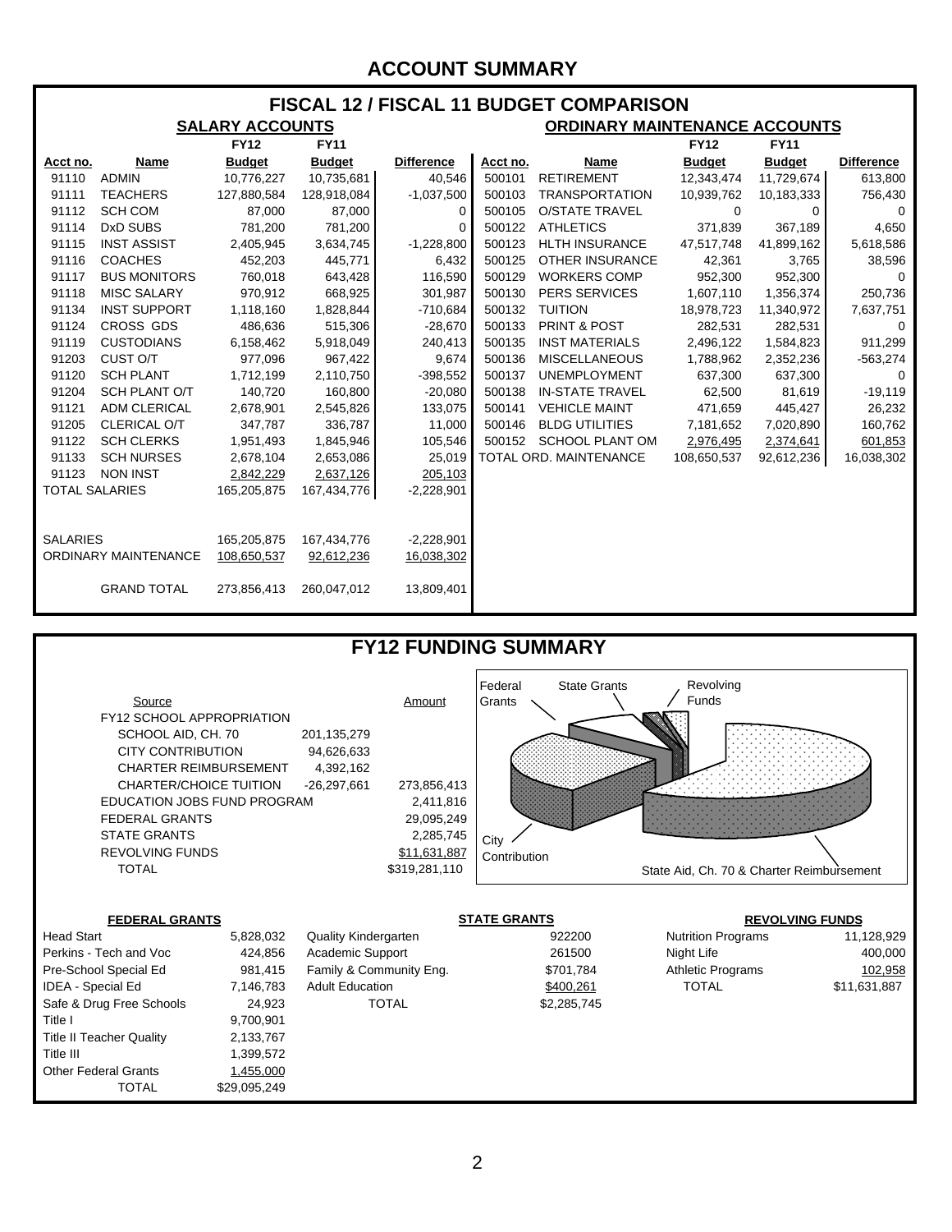# ACCOUNT SUMMARY

## FISCAL 12 / FISCAL 11 BUDGET COMPARISON

### SALARY ACCOUNTS

| Acct no. | Name | FY12 Budget | FY11 Budget | Difference |
|---|---|---|---|---|
| 91110 | ADMIN | 10,776,227 | 10,735,681 | 40,546 |
| 91111 | TEACHERS | 127,880,584 | 128,918,084 | -1,037,500 |
| 91112 | SCH COM | 87,000 | 87,000 | 0 |
| 91114 | DxD SUBS | 781,200 | 781,200 | 0 |
| 91115 | INST ASSIST | 2,405,945 | 3,634,745 | -1,228,800 |
| 91116 | COACHES | 452,203 | 445,771 | 6,432 |
| 91117 | BUS MONITORS | 760,018 | 643,428 | 116,590 |
| 91118 | MISC SALARY | 970,912 | 668,925 | 301,987 |
| 91134 | INST SUPPORT | 1,118,160 | 1,828,844 | -710,684 |
| 91124 | CROSS GDS | 486,636 | 515,306 | -28,670 |
| 91119 | CUSTODIANS | 6,158,462 | 5,918,049 | 240,413 |
| 91203 | CUST O/T | 977,096 | 967,422 | 9,674 |
| 91120 | SCH PLANT | 1,712,199 | 2,110,750 | -398,552 |
| 91204 | SCH PLANT O/T | 140,720 | 160,800 | -20,080 |
| 91121 | ADM CLERICAL | 2,678,901 | 2,545,826 | 133,075 |
| 91205 | CLERICAL O/T | 347,787 | 336,787 | 11,000 |
| 91122 | SCH CLERKS | 1,951,493 | 1,845,946 | 105,546 |
| 91133 | SCH NURSES | 2,678,104 | 2,653,086 | 25,019 |
| 91123 | NON INST | 2,842,229 | 2,637,126 | 205,103 |
| TOTAL SALARIES | | 165,205,875 | 167,434,776 | -2,228,901 |

| | FY12 Budget | FY11 Budget | Difference |
|---|---|---|---|
| SALARIES | 165,205,875 | 167,434,776 | -2,228,901 |
| ORDINARY MAINTENANCE | 108,650,537 | 92,612,236 | 16,038,302 |
| GRAND TOTAL | 273,856,413 | 260,047,012 | 13,809,401 |

### ORDINARY MAINTENANCE ACCOUNTS

| Acct no. | Name | FY12 Budget | FY11 Budget | Difference |
|---|---|---|---|---|
| 500101 | RETIREMENT | 12,343,474 | 11,729,674 | 613,800 |
| 500103 | TRANSPORTATION | 10,939,762 | 10,183,333 | 756,430 |
| 500105 | O/STATE TRAVEL | 0 | 0 | 0 |
| 500122 | ATHLETICS | 371,839 | 367,189 | 4,650 |
| 500123 | HLTH INSURANCE | 47,517,748 | 41,899,162 | 5,618,586 |
| 500125 | OTHER INSURANCE | 42,361 | 3,765 | 38,596 |
| 500129 | WORKERS COMP | 952,300 | 952,300 | 0 |
| 500130 | PERS SERVICES | 1,607,110 | 1,356,374 | 250,736 |
| 500132 | TUITION | 18,978,723 | 11,340,972 | 7,637,751 |
| 500133 | PRINT & POST | 282,531 | 282,531 | 0 |
| 500135 | INST MATERIALS | 2,496,122 | 1,584,823 | 911,299 |
| 500136 | MISCELLANEOUS | 1,788,962 | 2,352,236 | -563,274 |
| 500137 | UNEMPLOYMENT | 637,300 | 637,300 | 0 |
| 500138 | IN-STATE TRAVEL | 62,500 | 81,619 | -19,119 |
| 500141 | VEHICLE MAINT | 471,659 | 445,427 | 26,232 |
| 500146 | BLDG UTILITIES | 7,181,652 | 7,020,890 | 160,762 |
| 500152 | SCHOOL PLANT OM | 2,976,495 | 2,374,641 | 601,853 |
| TOTAL ORD. MAINTENANCE | | 108,650,537 | 92,612,236 | 16,038,302 |

## FY12 FUNDING SUMMARY

| Source | | Amount |
|---|---|---|
| FY12 SCHOOL APPROPRIATION | | |
| SCHOOL AID, CH. 70 | 201,135,279 | |
| CITY CONTRIBUTION | 94,626,633 | |
| CHARTER REIMBURSEMENT | 4,392,162 | |
| CHARTER/CHOICE TUITION | -26,297,661 | 273,856,413 |
| EDUCATION JOBS FUND PROGRAM | | 2,411,816 |
| FEDERAL GRANTS | | 29,095,249 |
| STATE GRANTS | | 2,285,745 |
| REVOLVING FUNDS | | $11,631,887 |
| TOTAL | | $319,281,110 |

Federal Grants · State Grants · Revolving Funds · City Contribution · State Aid, Ch. 70 & Charter Reimbursement

### FEDERAL GRANTS

| Grant | Amount |
|---|---|
| Head Start | 5,828,032 |
| Perkins - Tech and Voc | 424,856 |
| Pre-School Special Ed | 981,415 |
| IDEA - Special Ed | 7,146,783 |
| Safe & Drug Free Schools | 24,923 |
| Title I | 9,700,901 |
| Title II Teacher Quality | 2,133,767 |
| Title III | 1,399,572 |
| Other Federal Grants | 1,455,000 |
| TOTAL | $29,095,249 |

### STATE GRANTS

| Grant | Amount |
|---|---|
| Quality Kindergarten | 922200 |
| Academic Support | 261500 |
| Family & Community Eng. | $701,784 |
| Adult Education | $400,261 |
| TOTAL | $2,285,745 |

### REVOLVING FUNDS

| Fund | Amount |
|---|---|
| Nutrition Programs | 11,128,929 |
| Night Life | 400,000 |
| Athletic Programs | 102,958 |
| TOTAL | $11,631,887 |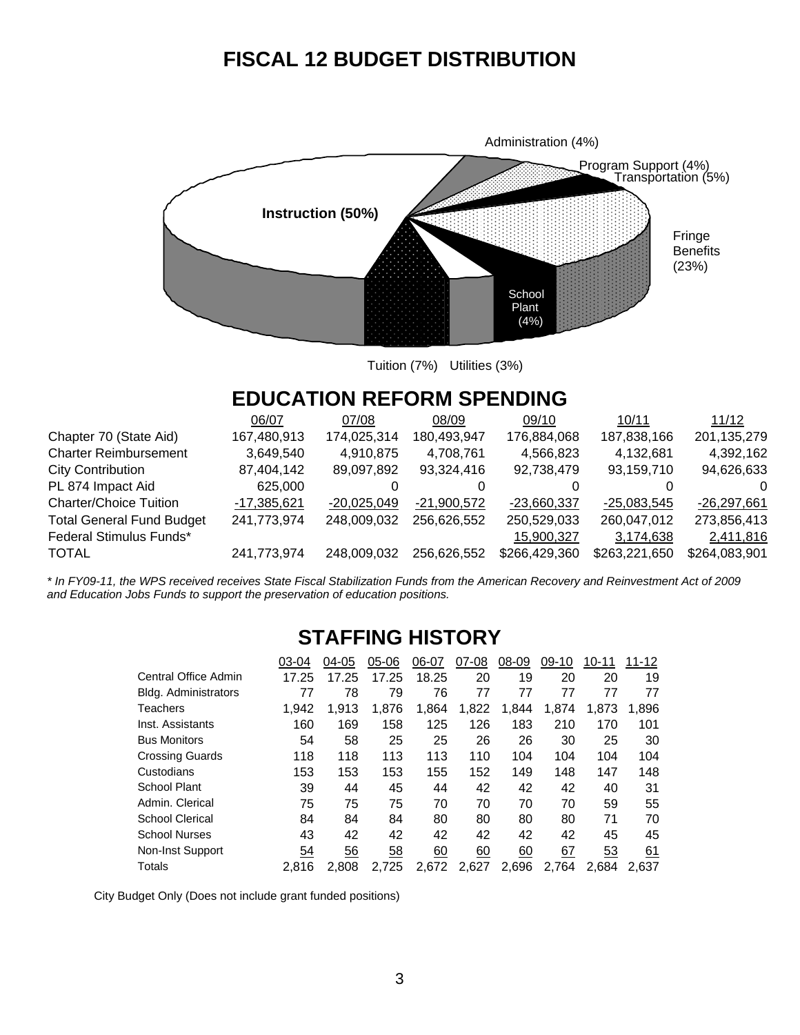# FISCAL 12 BUDGET DISTRIBUTION

Instruction (50%)
Administration (4%)
Program Support (4%)
Transportation (5%)
Fringe Benefits (23%)
School Plant (4%)
Tuition (7%)
Utilities (3%)

# EDUCATION REFORM SPENDING

| | 06/07 | 07/08 | 08/09 | 09/10 | 10/11 | 11/12 |
|---|---|---|---|---|---|---|
| Chapter 70 (State Aid) | 167,480,913 | 174,025,314 | 180,493,947 | 176,884,068 | 187,838,166 | 201,135,279 |
| Charter Reimbursement | 3,649,540 | 4,910,875 | 4,708,761 | 4,566,823 | 4,132,681 | 4,392,162 |
| City Contribution | 87,404,142 | 89,097,892 | 93,324,416 | 92,738,479 | 93,159,710 | 94,626,633 |
| PL 874 Impact Aid | 625,000 | 0 | 0 | 0 | 0 | 0 |
| Charter/Choice Tuition | -17,385,621 | -20,025,049 | -21,900,572 | -23,660,337 | -25,083,545 | -26,297,661 |
| Total General Fund Budget | 241,773,974 | 248,009,032 | 256,626,552 | 250,529,033 | 260,047,012 | 273,856,413 |
| Federal Stimulus Funds* | | | | 15,900,327 | 3,174,638 | 2,411,816 |
| TOTAL | 241,773,974 | 248,009,032 | 256,626,552 | $266,429,360 | $263,221,650 | $264,083,901 |

*\* In FY09-11, the WPS received receives State Fiscal Stabilization Funds from the American Recovery and Reinvestment Act of 2009 and Education Jobs Funds to support the preservation of education positions.*

# STAFFING HISTORY

| | 03-04 | 04-05 | 05-06 | 06-07 | 07-08 | 08-09 | 09-10 | 10-11 | 11-12 |
|---|---|---|---|---|---|---|---|---|---|
| Central Office Admin | 17.25 | 17.25 | 17.25 | 18.25 | 20 | 19 | 20 | 20 | 19 |
| Bldg. Administrators | 77 | 78 | 79 | 76 | 77 | 77 | 77 | 77 | 77 |
| Teachers | 1,942 | 1,913 | 1,876 | 1,864 | 1,822 | 1,844 | 1,874 | 1,873 | 1,896 |
| Inst. Assistants | 160 | 169 | 158 | 125 | 126 | 183 | 210 | 170 | 101 |
| Bus Monitors | 54 | 58 | 25 | 25 | 26 | 26 | 30 | 25 | 30 |
| Crossing Guards | 118 | 118 | 113 | 113 | 110 | 104 | 104 | 104 | 104 |
| Custodians | 153 | 153 | 153 | 155 | 152 | 149 | 148 | 147 | 148 |
| School Plant | 39 | 44 | 45 | 44 | 42 | 42 | 42 | 40 | 31 |
| Admin. Clerical | 75 | 75 | 75 | 70 | 70 | 70 | 70 | 59 | 55 |
| School Clerical | 84 | 84 | 84 | 80 | 80 | 80 | 80 | 71 | 70 |
| School Nurses | 43 | 42 | 42 | 42 | 42 | 42 | 42 | 45 | 45 |
| Non-Inst Support | 54 | 56 | 58 | 60 | 60 | 60 | 67 | 53 | 61 |
| Totals | 2,816 | 2,808 | 2,725 | 2,672 | 2,627 | 2,696 | 2,764 | 2,684 | 2,637 |

City Budget Only (Does not include grant funded positions)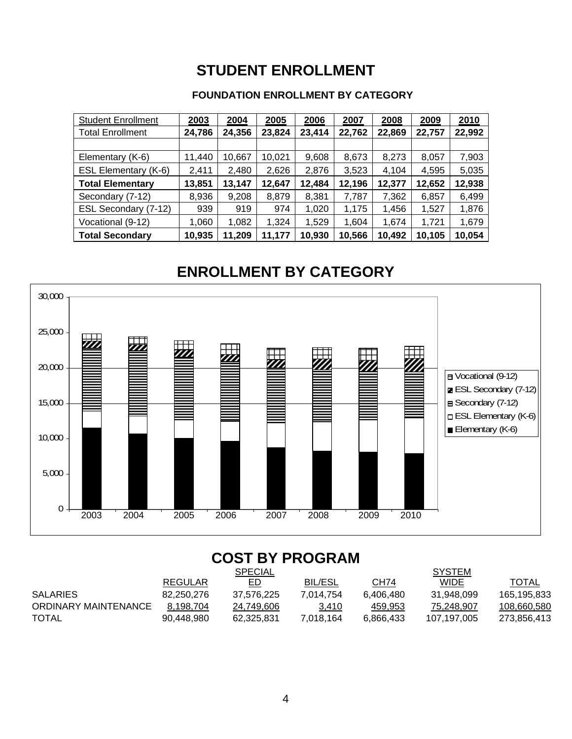# STUDENT ENROLLMENT

### FOUNDATION ENROLLMENT BY CATEGORY

| Student Enrollment | 2003 | 2004 | 2005 | 2006 | 2007 | 2008 | 2009 | 2010 |
|---|---|---|---|---|---|---|---|---|
| Total Enrollment | **24,786** | **24,356** | **23,824** | **23,414** | **22,762** | **22,869** | **22,757** | **22,992** |
| | | | | | | | | |
| Elementary (K-6) | 11,440 | 10,667 | 10,021 | 9,608 | 8,673 | 8,273 | 8,057 | 7,903 |
| ESL Elementary (K-6) | 2,411 | 2,480 | 2,626 | 2,876 | 3,523 | 4,104 | 4,595 | 5,035 |
| **Total Elementary** | **13,851** | **13,147** | **12,647** | **12,484** | **12,196** | **12,377** | **12,652** | **12,938** |
| Secondary (7-12) | 8,936 | 9,208 | 8,879 | 8,381 | 7,787 | 7,362 | 6,857 | 6,499 |
| ESL Secondary (7-12) | 939 | 919 | 974 | 1,020 | 1,175 | 1,456 | 1,527 | 1,876 |
| Vocational (9-12) | 1,060 | 1,082 | 1,324 | 1,529 | 1,604 | 1,674 | 1,721 | 1,679 |
| **Total Secondary** | **10,935** | **11,209** | **11,177** | **10,930** | **10,566** | **10,492** | **10,105** | **10,054** |

# ENROLLMENT BY CATEGORY

30,000
25,000
20,000
15,000
10,000
5,000
0

2003 2004 2005 2006 2007 2008 2009 2010

Vocational (9-12)
ESL Secondary (7-12)
Secondary (7-12)
ESL Elementary (K-6)
Elementary (K-6)

# COST BY PROGRAM

| | REGULAR | SPECIAL ED | BIL/ESL | CH74 | SYSTEM WIDE | TOTAL |
|---|---|---|---|---|---|---|
| SALARIES | 82,250,276 | 37,576,225 | 7,014,754 | 6,406,480 | 31,948,099 | 165,195,833 |
| ORDINARY MAINTENANCE | 8,198,704 | 24,749,606 | 3,410 | 459,953 | 75,248,907 | 108,660,580 |
| TOTAL | 90,448,980 | 62,325,831 | 7,018,164 | 6,866,433 | 107,197,005 | 273,856,413 |